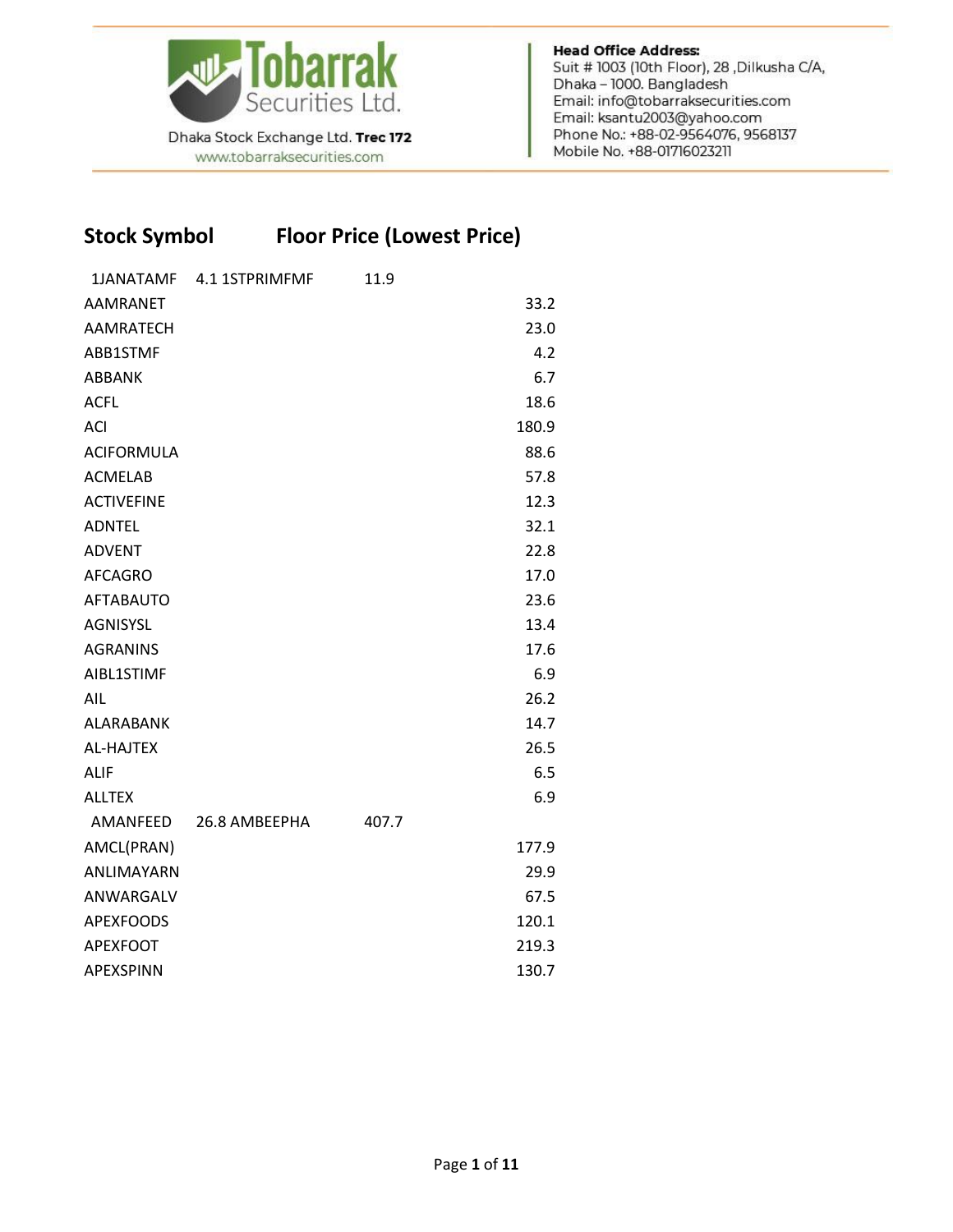Tobarrak Securities Ltd.

Dhaka Stock Exchange Ltd. **Trec 172**

www.tobarraksecurities.com

**Head Office Address:**
Suit # 1003 (10th Floor), 28 ,Dilkusha C/A,
Dhaka – 1000. Bangladesh
Email: info@tobarraksecurities.com
Email: ksantu2003@yahoo.com
Phone No.: +88-02-9564076, 9568137
Mobile No. +88-01716023211

| Stock Symbol | Floor Price (Lowest Price) |
|---|---|
| 1JANATAMF | 4.1 |
| 1STPRIMFMF | 11.9 |
| AAMRANET | 33.2 |
| AAMRATECH | 23.0 |
| ABB1STMF | 4.2 |
| ABBANK | 6.7 |
| ACFL | 18.6 |
| ACI | 180.9 |
| ACIFORMULA | 88.6 |
| ACMELAB | 57.8 |
| ACTIVEFINE | 12.3 |
| ADNTEL | 32.1 |
| ADVENT | 22.8 |
| AFCAGRO | 17.0 |
| AFTABAUTO | 23.6 |
| AGNISYSL | 13.4 |
| AGRANINS | 17.6 |
| AIBL1STIMF | 6.9 |
| AIL | 26.2 |
| ALARABANK | 14.7 |
| AL-HAJTEX | 26.5 |
| ALIF | 6.5 |
| ALLTEX | 6.9 |
| AMANFEED | 26.8 |
| AMBEEPHA | 407.7 |
| AMCL(PRAN) | 177.9 |
| ANLIMAYARN | 29.9 |
| ANWARGALV | 67.5 |
| APEXFOODS | 120.1 |
| APEXFOOT | 219.3 |
| APEXSPINN | 130.7 |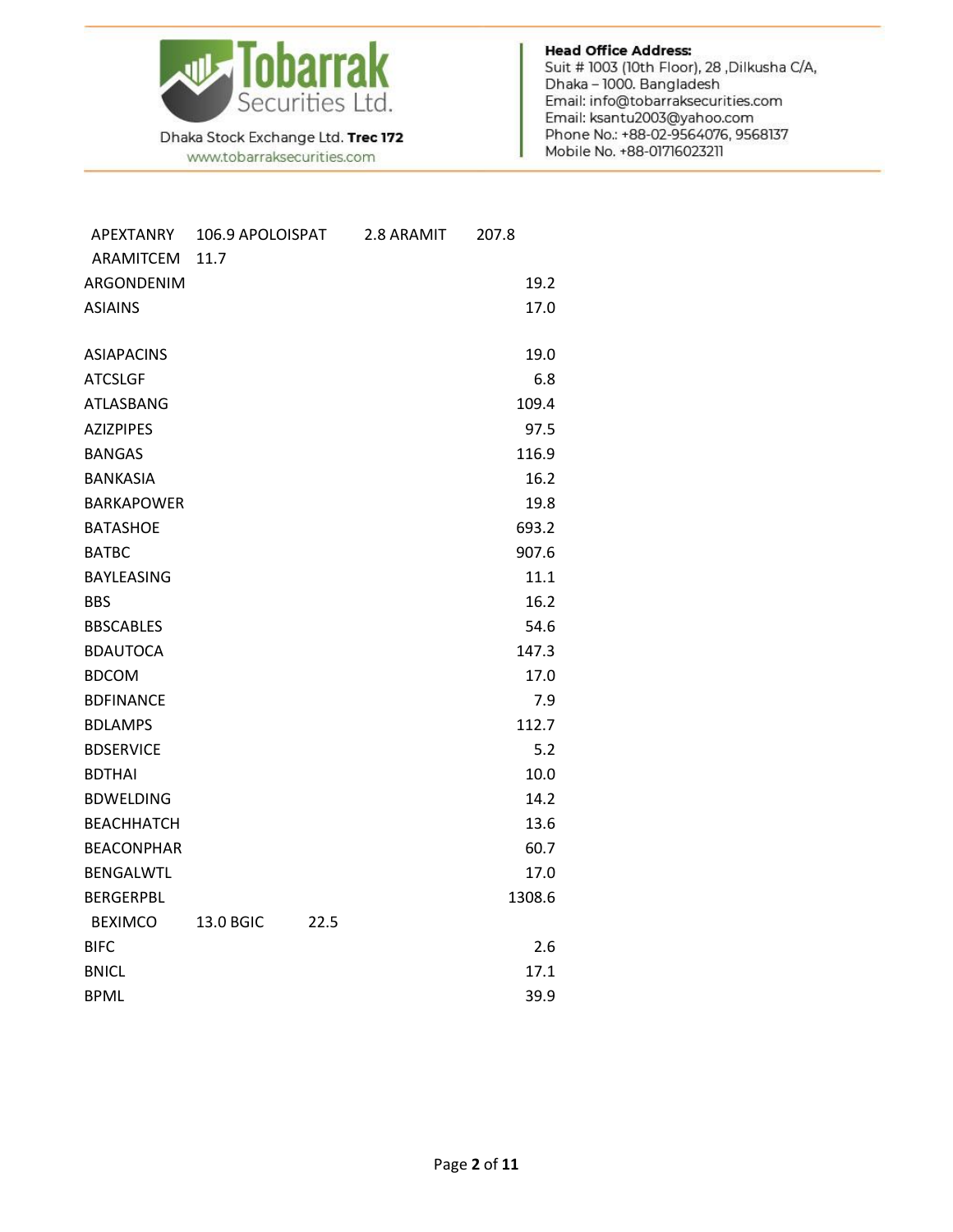| Symbol | Price |
|---|---|
| APEXTANRY | 106.9 |
| APOLOISPAT | 2.8 |
| ARAMIT | 207.8 |
| ARAMITCEM | 11.7 |
| ARGONDENIM | 19.2 |
| ASIAINS | 17.0 |
| ASIAPACINS | 19.0 |
| ATCSLGF | 6.8 |
| ATLASBANG | 109.4 |
| AZIZPIPES | 97.5 |
| BANGAS | 116.9 |
| BANKASIA | 16.2 |
| BARKAPOWER | 19.8 |
| BATASHOE | 693.2 |
| BATBC | 907.6 |
| BAYLEASING | 11.1 |
| BBS | 16.2 |
| BBSCABLES | 54.6 |
| BDAUTOCA | 147.3 |
| BDCOM | 17.0 |
| BDFINANCE | 7.9 |
| BDLAMPS | 112.7 |
| BDSERVICE | 5.2 |
| BDTHAI | 10.0 |
| BDWELDING | 14.2 |
| BEACHHATCH | 13.6 |
| BEACONPHAR | 60.7 |
| BENGALWTL | 17.0 |
| BERGERPBL | 1308.6 |
| BEXIMCO | 13.0 |
| BGIC | 22.5 |
| BIFC | 2.6 |
| BNICL | 17.1 |
| BPML | 39.9 |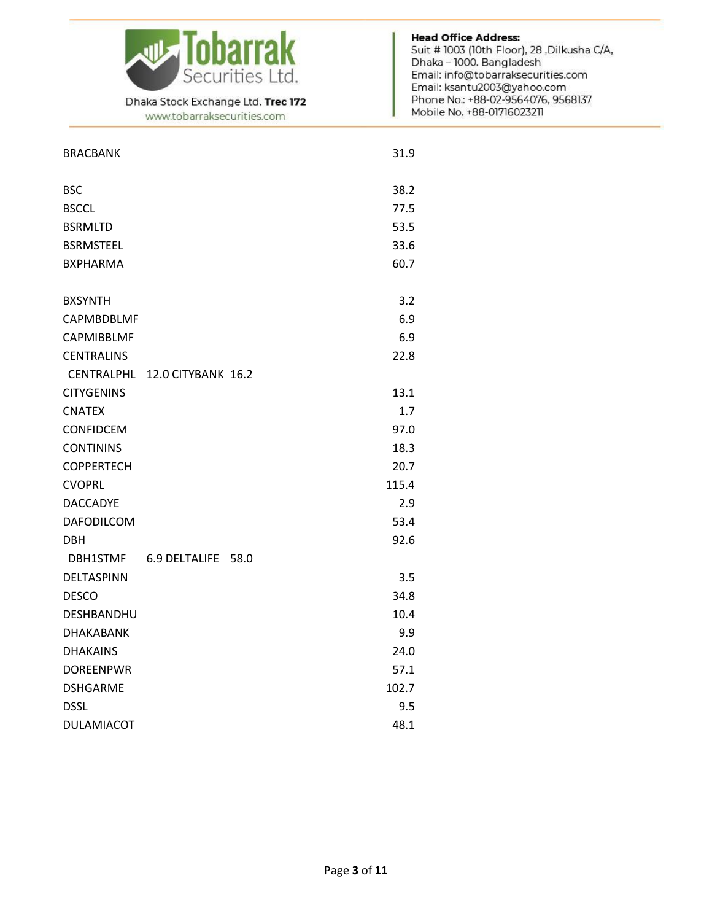| | |
|---|---|
| BRACBANK | 31.9 |
| BSC | 38.2 |
| BSCCL | 77.5 |
| BSRMLTD | 53.5 |
| BSRMSTEEL | 33.6 |
| BXPHARMA | 60.7 |
| BXSYNTH | 3.2 |
| CAPMBDBLMF | 6.9 |
| CAPMIBBLMF | 6.9 |
| CENTRALINS | 22.8 |
| CENTRALPHL | 12.0 |
| CITYBANK | 16.2 |
| CITYGENINS | 13.1 |
| CNATEX | 1.7 |
| CONFIDCEM | 97.0 |
| CONTININS | 18.3 |
| COPPERTECH | 20.7 |
| CVOPRL | 115.4 |
| DACCADYE | 2.9 |
| DAFODILCOM | 53.4 |
| DBH | 92.6 |
| DBH1STMF | 6.9 |
| DELTALIFE | 58.0 |
| DELTASPINN | 3.5 |
| DESCO | 34.8 |
| DESHBANDHU | 10.4 |
| DHAKABANK | 9.9 |
| DHAKAINS | 24.0 |
| DOREENPWR | 57.1 |
| DSHGARME | 102.7 |
| DSSL | 9.5 |
| DULAMIACOT | 48.1 |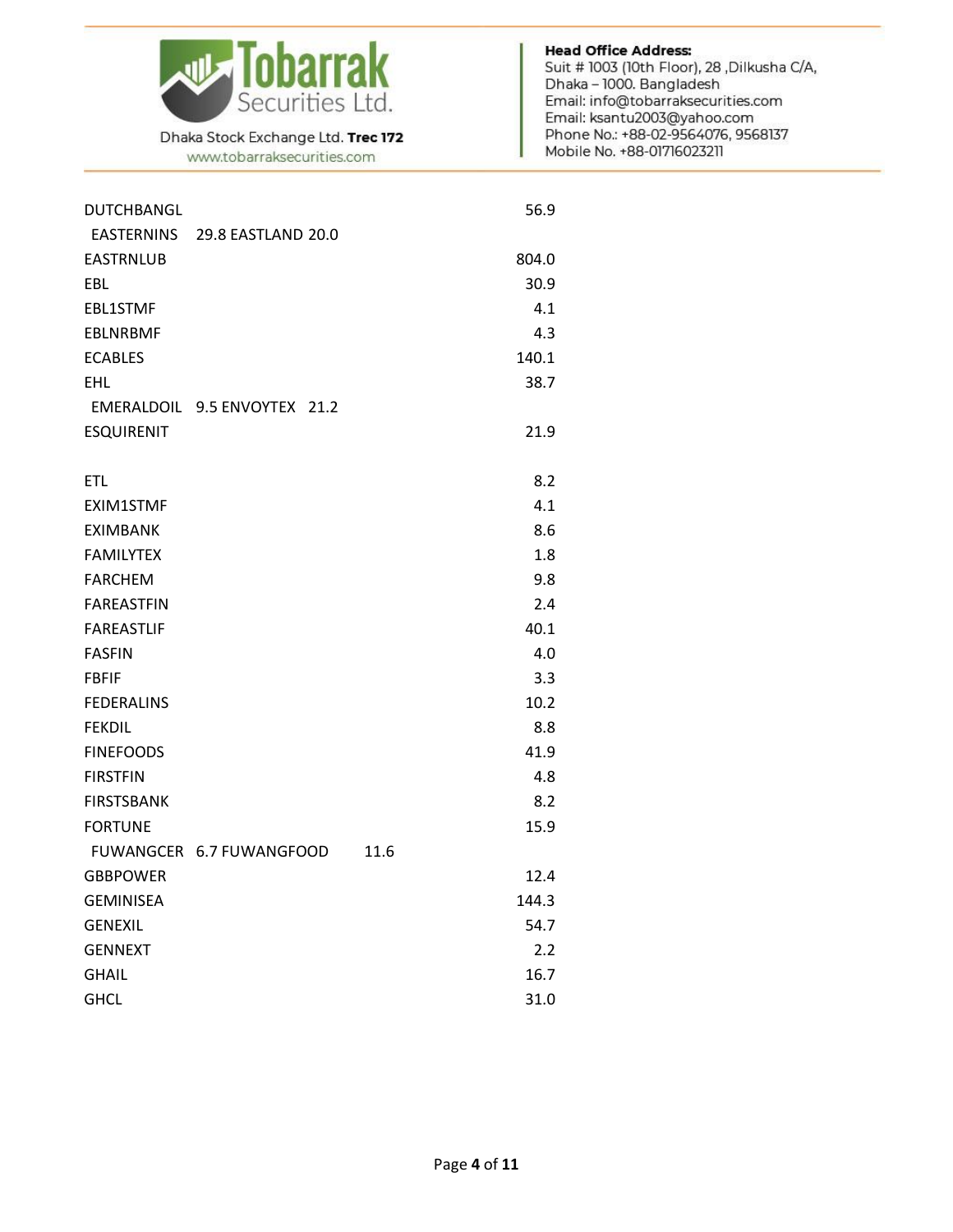| | |
|---|---|
| DUTCHBANGL | 56.9 |
| EASTERNINS | 29.8 |
| EASTLAND | 20.0 |
| EASTRNLUB | 804.0 |
| EBL | 30.9 |
| EBL1STMF | 4.1 |
| EBLNRBMF | 4.3 |
| ECABLES | 140.1 |
| EHL | 38.7 |
| EMERALDOIL | 9.5 |
| ENVOYTEX | 21.2 |
| ESQUIRENIT | 21.9 |
| ETL | 8.2 |
| EXIM1STMF | 4.1 |
| EXIMBANK | 8.6 |
| FAMILYTEX | 1.8 |
| FARCHEM | 9.8 |
| FAREASTFIN | 2.4 |
| FAREASTLIF | 40.1 |
| FASFIN | 4.0 |
| FBFIF | 3.3 |
| FEDERALINS | 10.2 |
| FEKDIL | 8.8 |
| FINEFOODS | 41.9 |
| FIRSTFIN | 4.8 |
| FIRSTSBANK | 8.2 |
| FORTUNE | 15.9 |
| FUWANGCER | 6.7 |
| FUWANGFOOD | 11.6 |
| GBBPOWER | 12.4 |
| GEMINISEA | 144.3 |
| GENEXIL | 54.7 |
| GENNEXT | 2.2 |
| GHAIL | 16.7 |
| GHCL | 31.0 |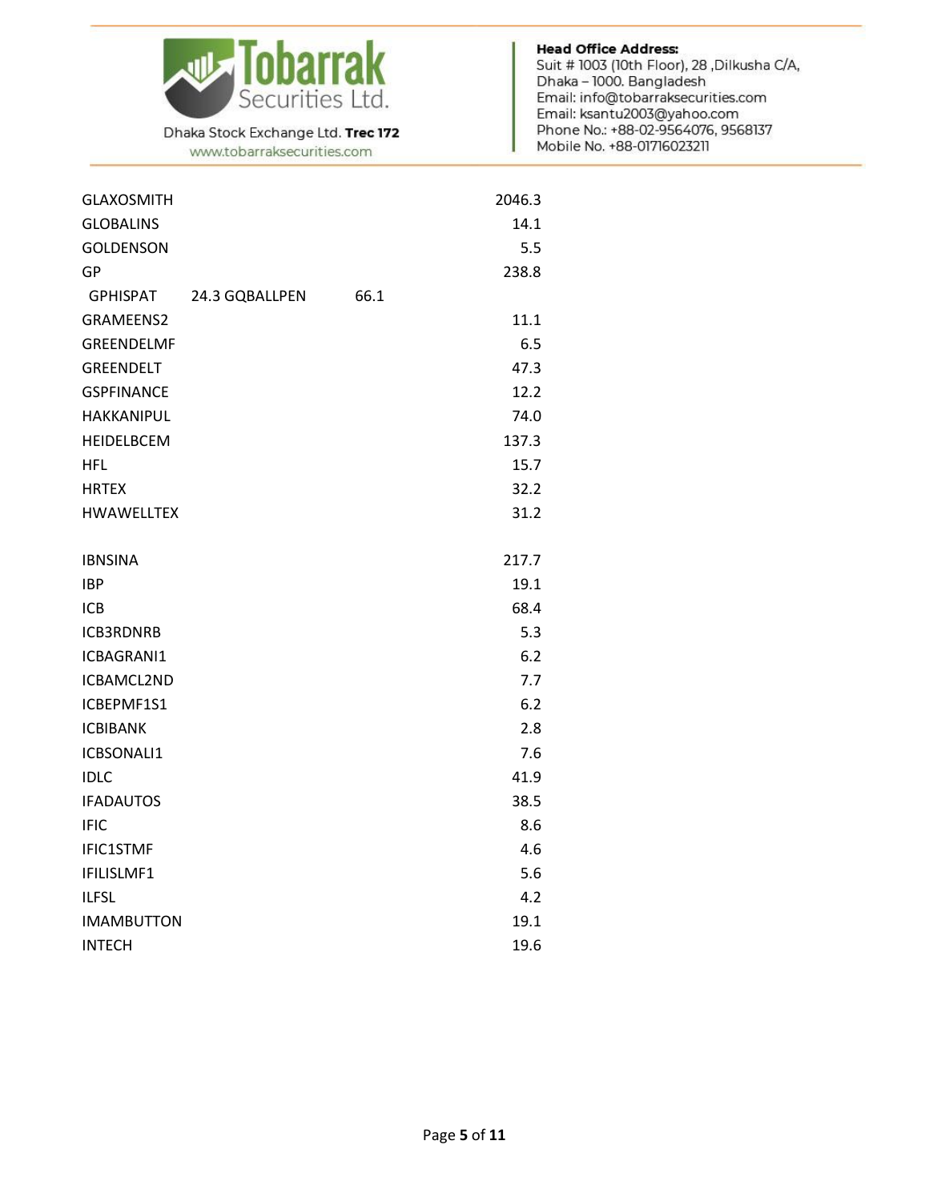| | |
|---|---|
| GLAXOSMITH | 2046.3 |
| GLOBALINS | 14.1 |
| GOLDENSON | 5.5 |
| GP | 238.8 |
| GPHISPAT | 24.3 |
| GQBALLPEN | 66.1 |
| GRAMEENS2 | 11.1 |
| GREENDELMF | 6.5 |
| GREENDELT | 47.3 |
| GSPFINANCE | 12.2 |
| HAKKANIPUL | 74.0 |
| HEIDELBCEM | 137.3 |
| HFL | 15.7 |
| HRTEX | 32.2 |
| HWAWELLTEX | 31.2 |
| IBNSINA | 217.7 |
| IBP | 19.1 |
| ICB | 68.4 |
| ICB3RDNRB | 5.3 |
| ICBAGRANI1 | 6.2 |
| ICBAMCL2ND | 7.7 |
| ICBEPMF1S1 | 6.2 |
| ICBIBANK | 2.8 |
| ICBSONALI1 | 7.6 |
| IDLC | 41.9 |
| IFADAUTOS | 38.5 |
| IFIC | 8.6 |
| IFIC1STMF | 4.6 |
| IFILISLMF1 | 5.6 |
| ILFSL | 4.2 |
| IMAMBUTTON | 19.1 |
| INTECH | 19.6 |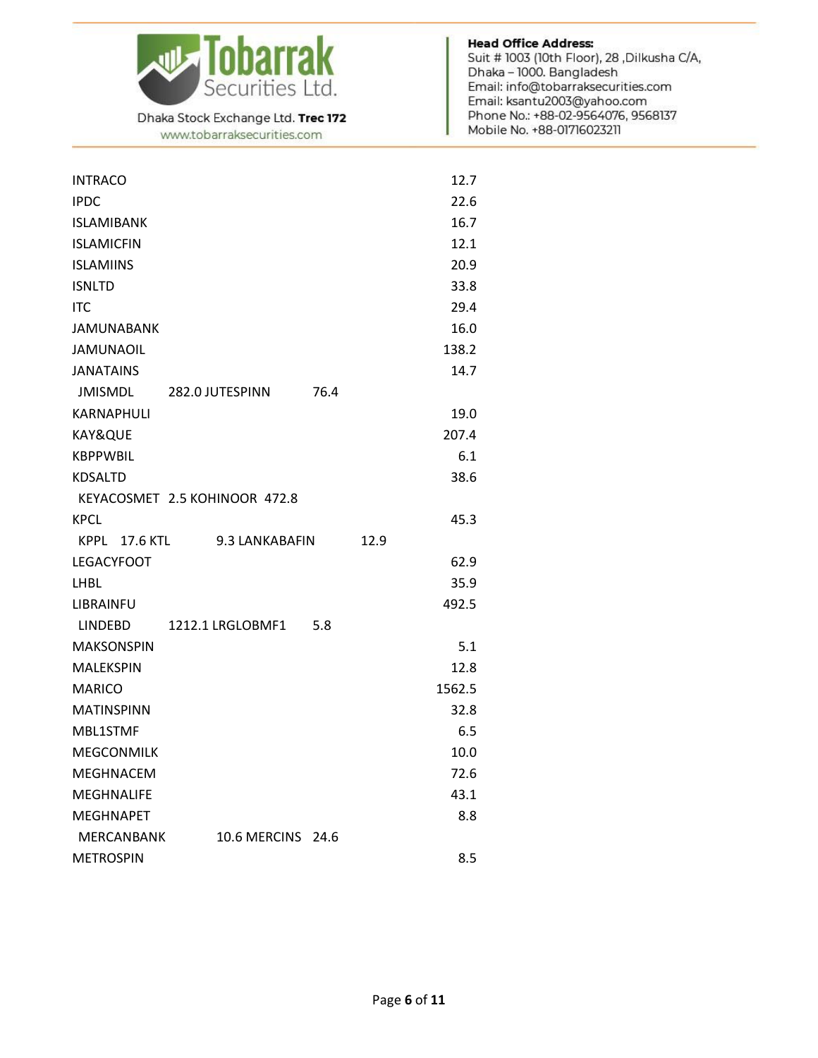| | |
|---|---|
| INTRACO | 12.7 |
| IPDC | 22.6 |
| ISLAMIBANK | 16.7 |
| ISLAMICFIN | 12.1 |
| ISLAMIINS | 20.9 |
| ISNLTD | 33.8 |
| ITC | 29.4 |
| JAMUNABANK | 16.0 |
| JAMUNAOIL | 138.2 |
| JANATAINS | 14.7 |
| JMISMDL | 282.0 |
| JUTESPINN | 76.4 |
| KARNAPHULI | 19.0 |
| KAY&QUE | 207.4 |
| KBPPWBIL | 6.1 |
| KDSALTD | 38.6 |
| KEYACOSMET | 2.5 |
| KOHINOOR | 472.8 |
| KPCL | 45.3 |
| KPPL | 17.6 |
| KTL | 9.3 |
| LANKABAFIN | 12.9 |
| LEGACYFOOT | 62.9 |
| LHBL | 35.9 |
| LIBRAINFU | 492.5 |
| LINDEBD | 1212.1 |
| LRGLOBMF1 | 5.8 |
| MAKSONSPIN | 5.1 |
| MALEKSPIN | 12.8 |
| MARICO | 1562.5 |
| MATINSPINN | 32.8 |
| MBL1STMF | 6.5 |
| MEGCONMILK | 10.0 |
| MEGHNACEM | 72.6 |
| MEGHNALIFE | 43.1 |
| MEGHNAPET | 8.8 |
| MERCANBANK | 10.6 |
| MERCINS | 24.6 |
| METROSPIN | 8.5 |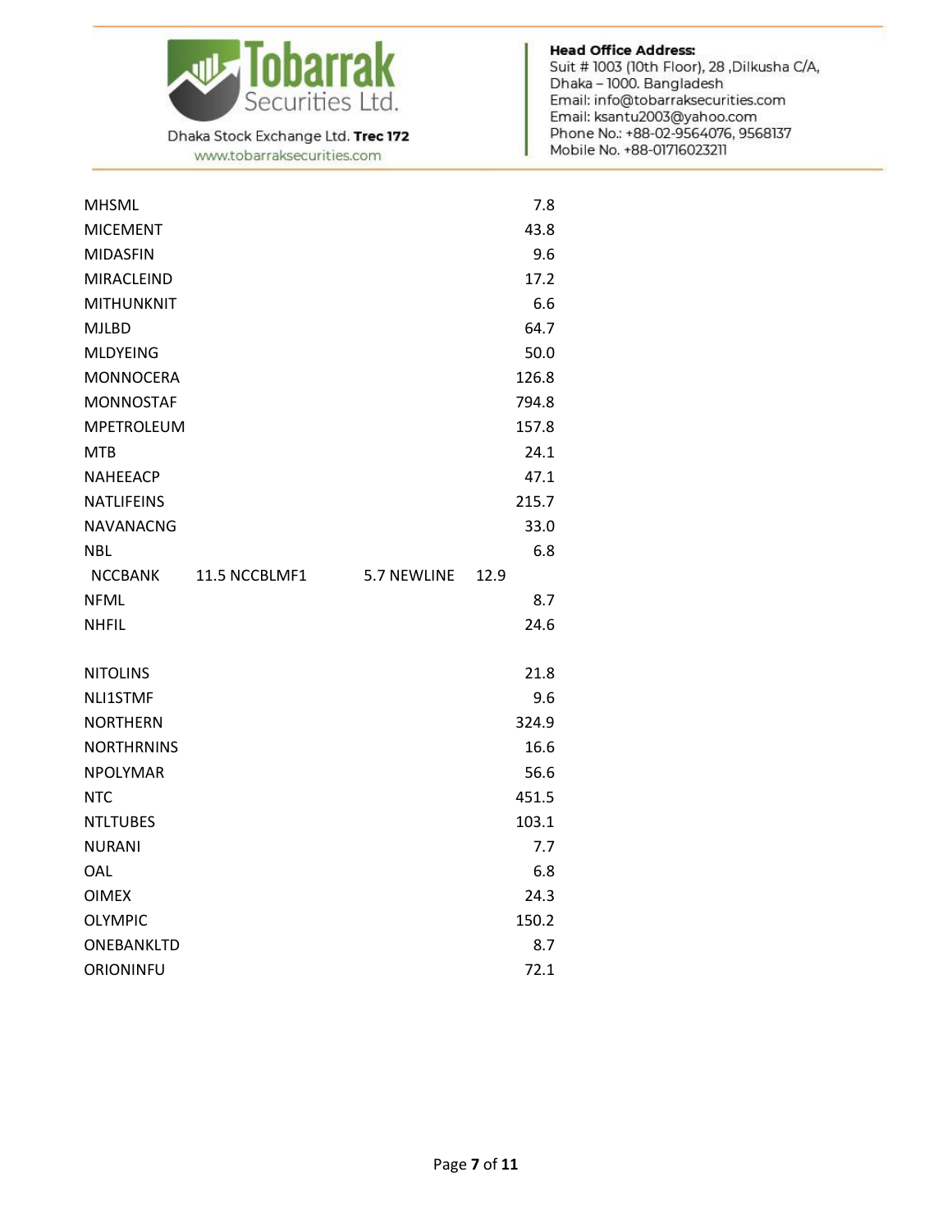| | |
|---|---|
| MHSML | 7.8 |
| MICEMENT | 43.8 |
| MIDASFIN | 9.6 |
| MIRACLEIND | 17.2 |
| MITHUNKNIT | 6.6 |
| MJLBD | 64.7 |
| MLDYEING | 50.0 |
| MONNOCERA | 126.8 |
| MONNOSTAF | 794.8 |
| MPETROLEUM | 157.8 |
| MTB | 24.1 |
| NAHEEACP | 47.1 |
| NATLIFEINS | 215.7 |
| NAVANACNG | 33.0 |
| NBL | 6.8 |
| NCCBANK | 11.5 |
| NCCBLMF1 | 5.7 |
| NEWLINE | 12.9 |
| NFML | 8.7 |
| NHFIL | 24.6 |
| NITOLINS | 21.8 |
| NLI1STMF | 9.6 |
| NORTHERN | 324.9 |
| NORTHRNINS | 16.6 |
| NPOLYMAR | 56.6 |
| NTC | 451.5 |
| NTLTUBES | 103.1 |
| NURANI | 7.7 |
| OAL | 6.8 |
| OIMEX | 24.3 |
| OLYMPIC | 150.2 |
| ONEBANKLTD | 8.7 |
| ORIONINFU | 72.1 |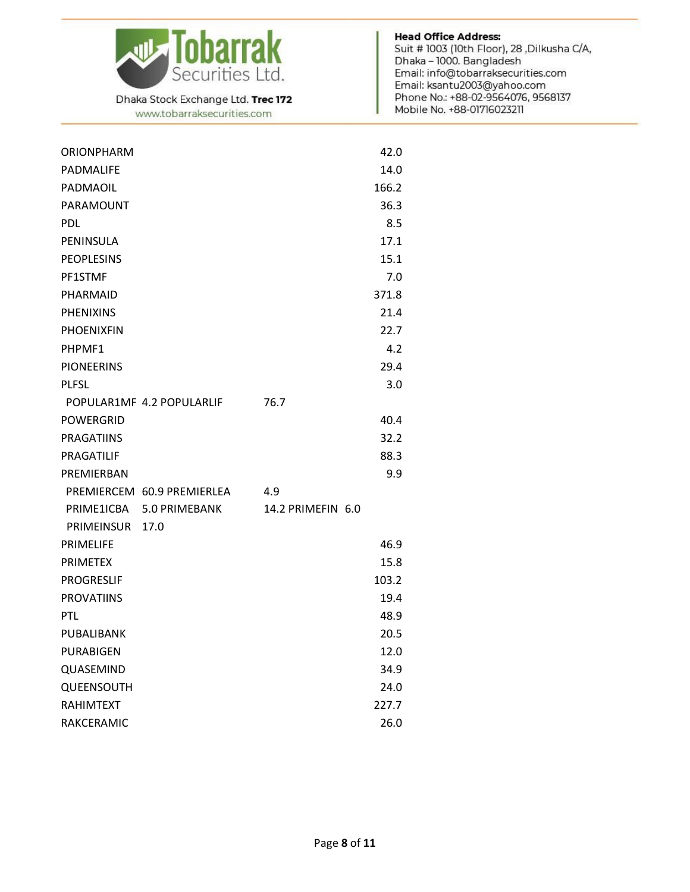| | |
|---|---|
| ORIONPHARM | 42.0 |
| PADMALIFE | 14.0 |
| PADMAOIL | 166.2 |
| PARAMOUNT | 36.3 |
| PDL | 8.5 |
| PENINSULA | 17.1 |
| PEOPLESINS | 15.1 |
| PF1STMF | 7.0 |
| PHARMAID | 371.8 |
| PHENIXINS | 21.4 |
| PHOENIXFIN | 22.7 |
| PHPMF1 | 4.2 |
| PIONEERINS | 29.4 |
| PLFSL | 3.0 |
| POPULAR1MF | 4.2 |
| POPULARLIF | 76.7 |
| POWERGRID | 40.4 |
| PRAGATIINS | 32.2 |
| PRAGATILIF | 88.3 |
| PREMIERBAN | 9.9 |
| PREMIERCEM | 60.9 |
| PREMIERLEA | 4.9 |
| PRIME1ICBA | 5.0 |
| PRIMEBANK | 14.2 |
| PRIMEFIN | 6.0 |
| PRIMEINSUR | 17.0 |
| PRIMELIFE | 46.9 |
| PRIMETEX | 15.8 |
| PROGRESLIF | 103.2 |
| PROVATIINS | 19.4 |
| PTL | 48.9 |
| PUBALIBANK | 20.5 |
| PURABIGEN | 12.0 |
| QUASEMIND | 34.9 |
| QUEENSOUTH | 24.0 |
| RAHIMTEXT | 227.7 |
| RAKCERAMIC | 26.0 |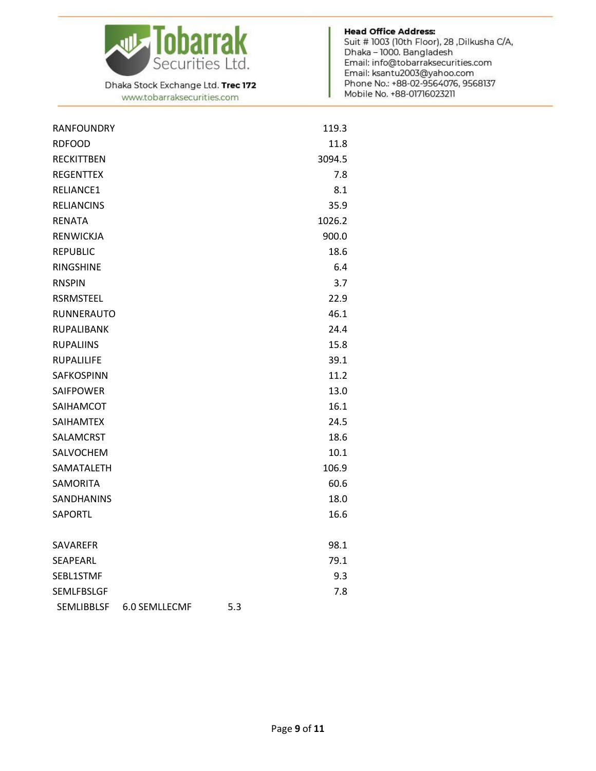| | |
|---|---|
| RANFOUNDRY | 119.3 |
| RDFOOD | 11.8 |
| RECKITTBEN | 3094.5 |
| REGENTTEX | 7.8 |
| RELIANCE1 | 8.1 |
| RELIANCINS | 35.9 |
| RENATA | 1026.2 |
| RENWICKJA | 900.0 |
| REPUBLIC | 18.6 |
| RINGSHINE | 6.4 |
| RNSPIN | 3.7 |
| RSRMSTEEL | 22.9 |
| RUNNERAUTO | 46.1 |
| RUPALIBANK | 24.4 |
| RUPALIINS | 15.8 |
| RUPALILIFE | 39.1 |
| SAFKOSPINN | 11.2 |
| SAIFPOWER | 13.0 |
| SAIHAMCOT | 16.1 |
| SAIHAMTEX | 24.5 |
| SALAMCRST | 18.6 |
| SALVOCHEM | 10.1 |
| SAMATALETH | 106.9 |
| SAMORITA | 60.6 |
| SANDHANINS | 18.0 |
| SAPORTL | 16.6 |
| SAVAREFR | 98.1 |
| SEAPEARL | 79.1 |
| SEBL1STMF | 9.3 |
| SEMLFBSLGF | 7.8 |
| SEMLIBBLSF | 6.0 |
| SEMLLECMF | 5.3 |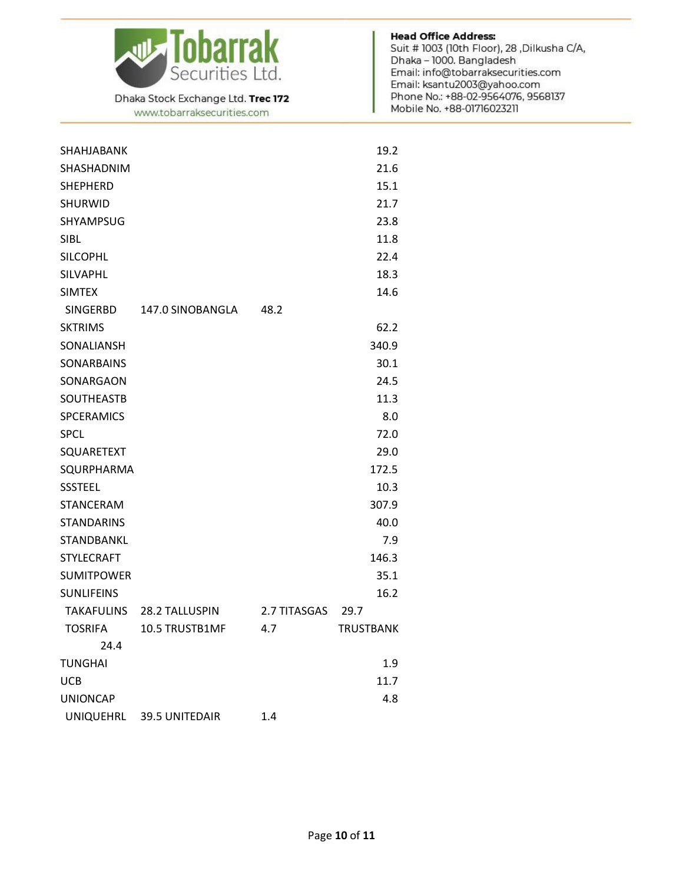| | |
|---|---|
| SHAHJABANK | 19.2 |
| SHASHADNIM | 21.6 |
| SHEPHERD | 15.1 |
| SHURWID | 21.7 |
| SHYAMPSUG | 23.8 |
| SIBL | 11.8 |
| SILCOPHL | 22.4 |
| SILVAPHL | 18.3 |
| SIMTEX | 14.6 |
| SINGERBD | 147.0 |
| SINOBANGLA | 48.2 |
| SKTRIMS | 62.2 |
| SONALIANSH | 340.9 |
| SONARBAINS | 30.1 |
| SONARGAON | 24.5 |
| SOUTHEASTB | 11.3 |
| SPCERAMICS | 8.0 |
| SPCL | 72.0 |
| SQUARETEXT | 29.0 |
| SQURPHARMA | 172.5 |
| SSSTEEL | 10.3 |
| STANCERAM | 307.9 |
| STANDARINS | 40.0 |
| STANDBANKL | 7.9 |
| STYLECRAFT | 146.3 |
| SUMITPOWER | 35.1 |
| SUNLIFEINS | 16.2 |
| TAKAFULINS | 28.2 |
| TALLUSPIN | 2.7 |
| TITASGAS | 29.7 |
| TOSRIFA | 10.5 |
| TRUSTB1MF | 4.7 |
| TRUSTBANK | 24.4 |
| TUNGHAI | 1.9 |
| UCB | 11.7 |
| UNIONCAP | 4.8 |
| UNIQUEHRL | 39.5 |
| UNITEDAIR | 1.4 |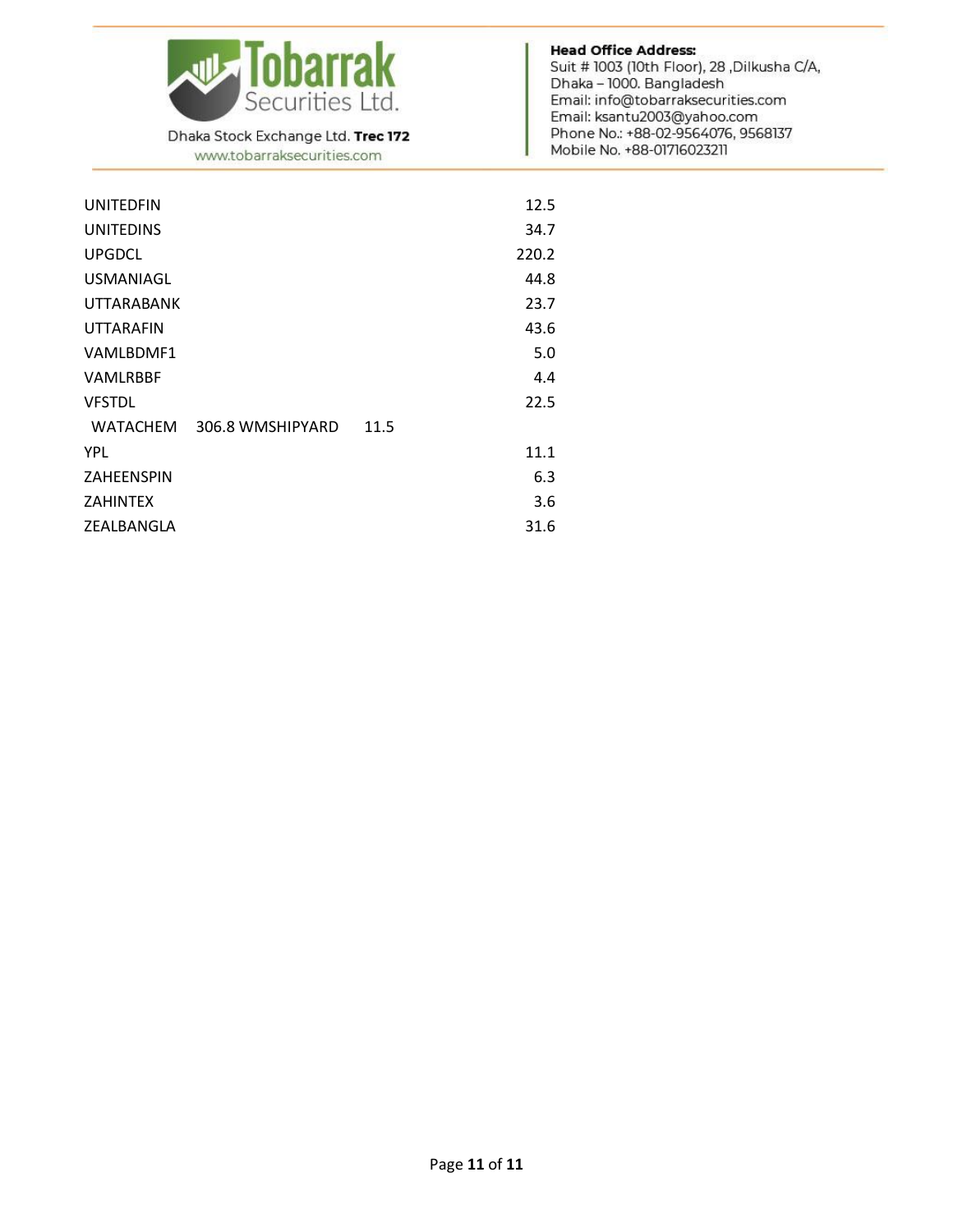| | |
|---|---|
| UNITEDFIN | 12.5 |
| UNITEDINS | 34.7 |
| UPGDCL | 220.2 |
| USMANIAGL | 44.8 |
| UTTARABANK | 23.7 |
| UTTARAFIN | 43.6 |
| VAMLBDMF1 | 5.0 |
| VAMLRBBF | 4.4 |
| VFSTDL | 22.5 |
| WATACHEM | 306.8 |
| WMSHIPYARD | 11.5 |
| YPL | 11.1 |
| ZAHEENSPIN | 6.3 |
| ZAHINTEX | 3.6 |
| ZEALBANGLA | 31.6 |